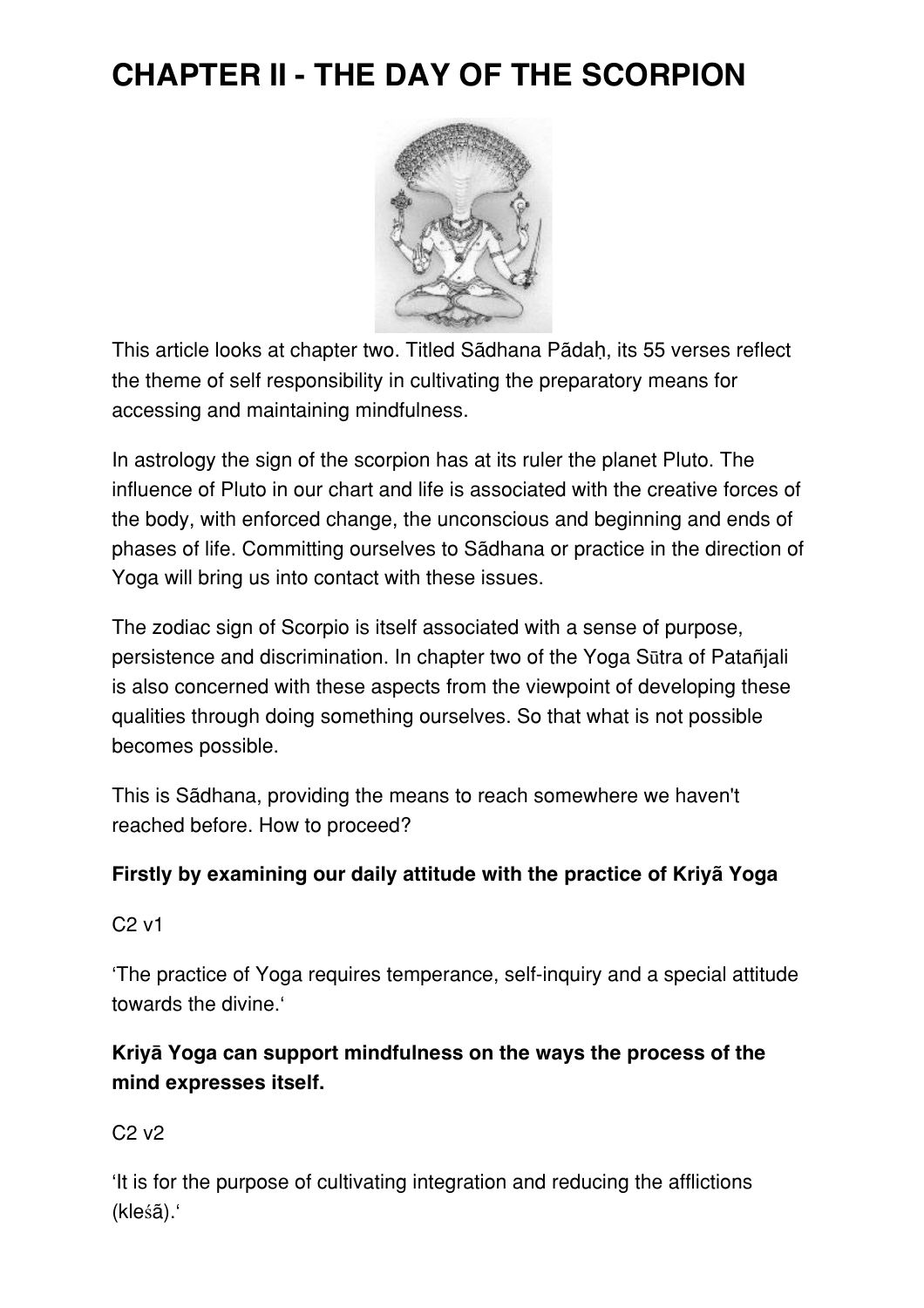# CHAPTER II - THE DAY OF THE SCORPION

This article looks at chapter two. Titled Sādhana Pādaḥ, its 55 verses reflect the theme of self responsibility in cultivating the preparatory means for accessing and maintaining mindfulness.

In astrology the sign of the scorpion has at its ruler the planet Pluto. The influence of Pluto in our chart and life is associated with the creative forces of the body, with enforced change, the unconscious and beginning and ends of phases of life. Committing ourselves to Sādhana or practice in the direction of Yoga will bring us into contact with these issues.

The zodiac sign of Scorpio is itself associated with a sense of purpose, persistence and discrimination. In chapter two of the Yoga Sūtra of Patañjali is also concerned with these aspects from the viewpoint of developing these qualities through doing something ourselves. So that what is not possible becomes possible.

This is Sādhana, providing the means to reach somewhere we haven't reached before. How to proceed?

**Firstly by examining our daily attitude with the practice of Kriyã Yoga**

C2 v1

'The practice of Yoga requires temperance, self-inquiry and a special attitude towards the divine.'

**Kriyā Yoga can support mindfulness on the ways the process of the mind expresses itself.**

C2 v2

'It is for the purpose of cultivating integration and reducing the afflictions (kleśā).'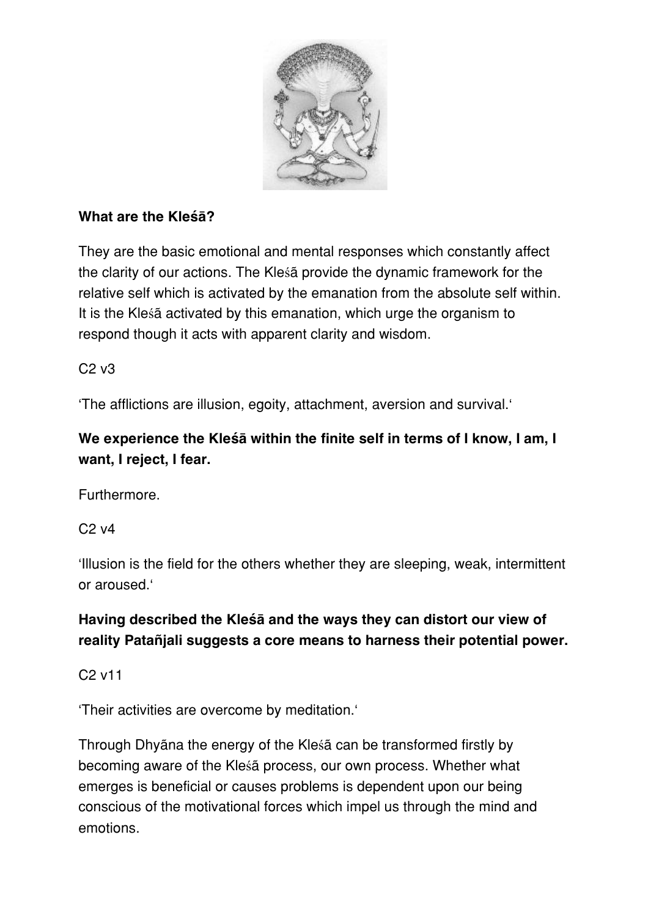**What are the Kleśā?**

They are the basic emotional and mental responses which constantly affect the clarity of our actions. The Kleśā provide the dynamic framework for the relative self which is activated by the emanation from the absolute self within. It is the Kleśā activated by this emanation, which urge the organism to respond though it acts with apparent clarity and wisdom.

C2 v3

'The afflictions are illusion, egoity, attachment, aversion and survival.'

**We experience the Kleśā within the finite self in terms of I know, I am, I want, I reject, I fear.**

Furthermore.

C2 v4

'Illusion is the field for the others whether they are sleeping, weak, intermittent or aroused.'

**Having described the Kleśā and the ways they can distort our view of reality Patañjali suggests a core means to harness their potential power.**

C2 v11

'Their activities are overcome by meditation.'

Through Dhyāna the energy of the Kleśā can be transformed firstly by becoming aware of the Kleśā process, our own process. Whether what emerges is beneficial or causes problems is dependent upon our being conscious of the motivational forces which impel us through the mind and emotions.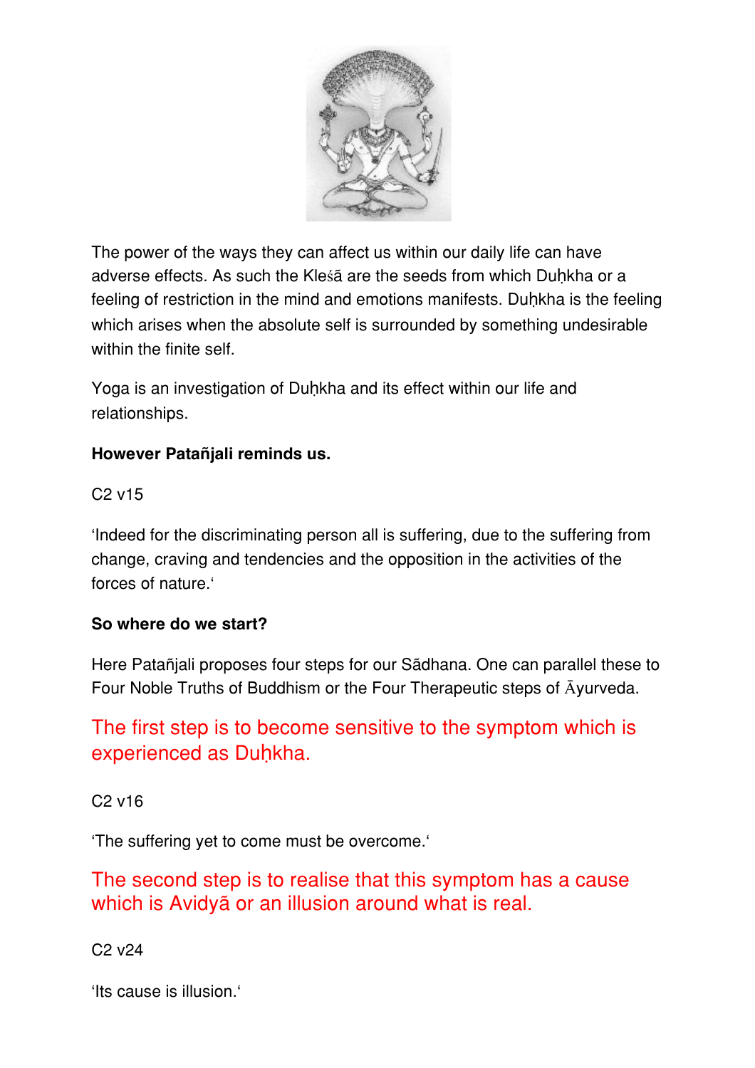The power of the ways they can affect us within our daily life can have adverse effects. As such the Kleśā are the seeds from which Duḥkha or a feeling of restriction in the mind and emotions manifests. Duḥkha is the feeling which arises when the absolute self is surrounded by something undesirable within the finite self.

Yoga is an investigation of Duḥkha and its effect within our life and relationships.

**However Patañjali reminds us.**

C2 v15

'Indeed for the discriminating person all is suffering, due to the suffering from change, craving and tendencies and the opposition in the activities of the forces of nature.'

**So where do we start?**

Here Patañjali proposes four steps for our Sādhana. One can parallel these to Four Noble Truths of Buddhism or the Four Therapeutic steps of Āyurveda.

The first step is to become sensitive to the symptom which is experienced as Duḥkha.

C2 v16

'The suffering yet to come must be overcome.'

The second step is to realise that this symptom has a cause which is Avidyā or an illusion around what is real.

C2 v24

'Its cause is illusion.'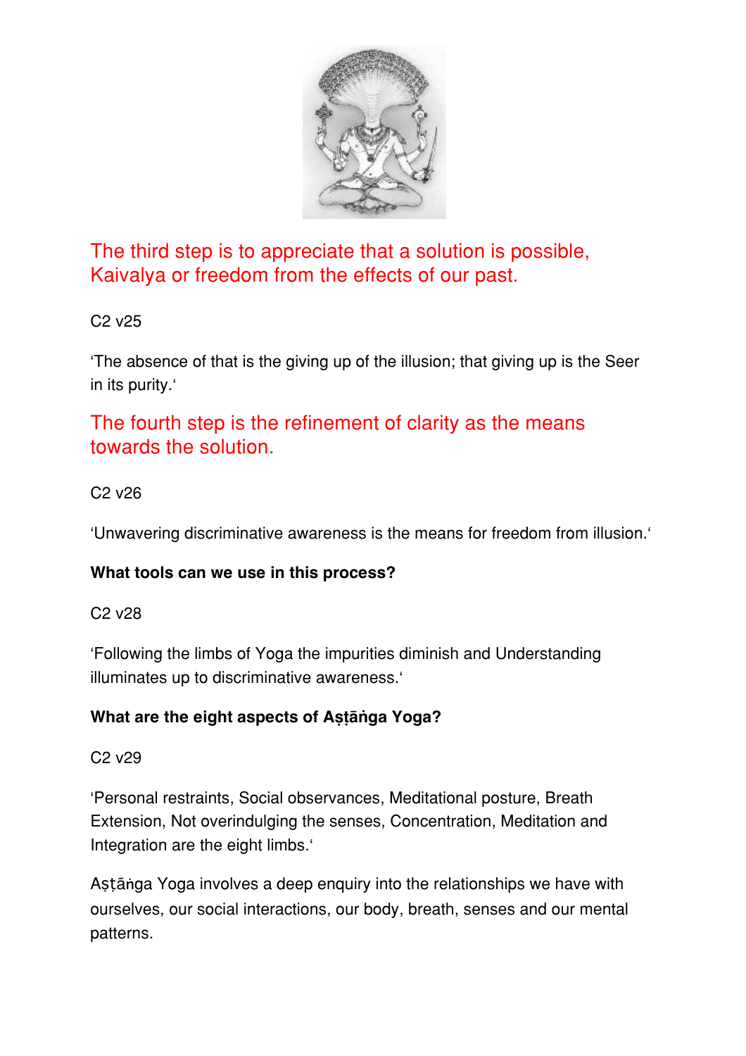The third step is to appreciate that a solution is possible, Kaivalya or freedom from the effects of our past.

C2 v25

'The absence of that is the giving up of the illusion; that giving up is the Seer in its purity.'

The fourth step is the refinement of clarity as the means towards the solution.

C2 v26

'Unwavering discriminative awareness is the means for freedom from illusion.'

**What tools can we use in this process?**

C2 v28

'Following the limbs of Yoga the impurities diminish and Understanding illuminates up to discriminative awareness.'

**What are the eight aspects of Aṣṭāṅga Yoga?**

C2 v29

'Personal restraints, Social observances, Meditational posture, Breath Extension, Not overindulging the senses, Concentration, Meditation and Integration are the eight limbs.'

Aṣṭāṅga Yoga involves a deep enquiry into the relationships we have with ourselves, our social interactions, our body, breath, senses and our mental patterns.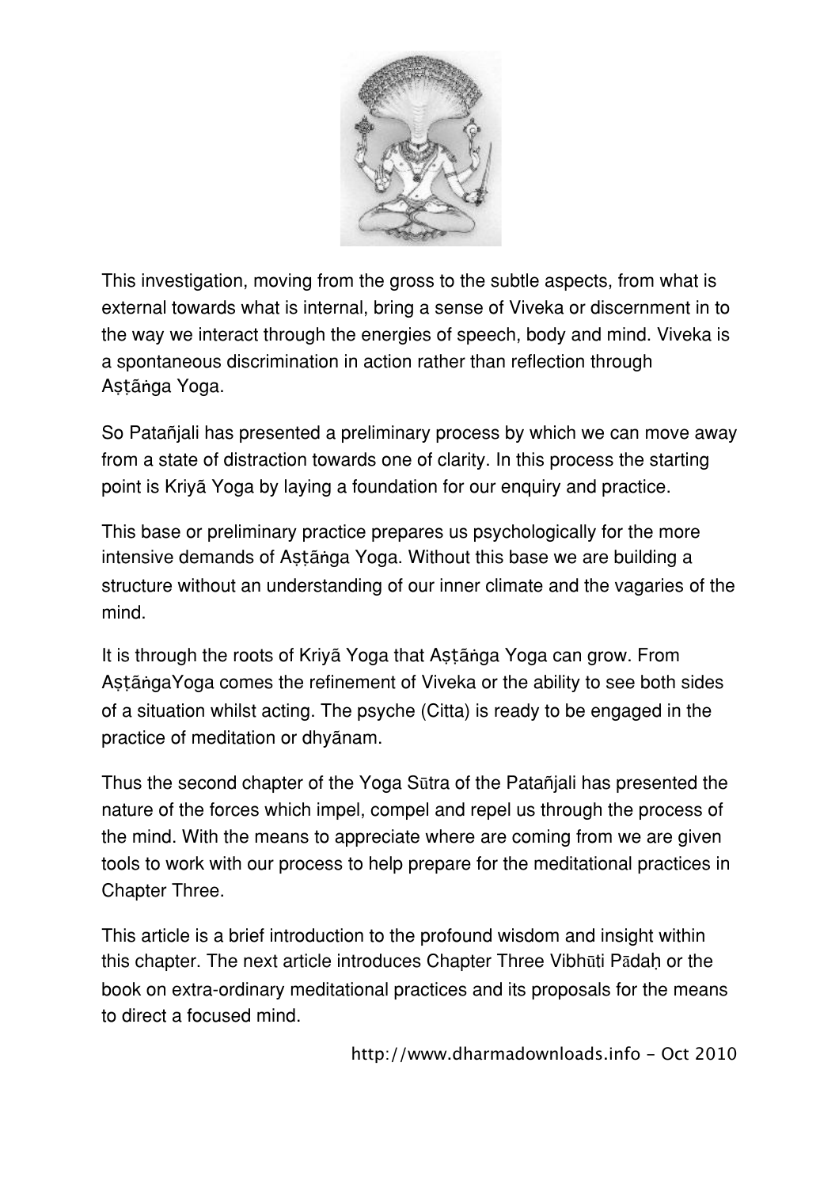This investigation, moving from the gross to the subtle aspects, from what is external towards what is internal, bring a sense of Viveka or discernment in to the way we interact through the energies of speech, body and mind. Viveka is a spontaneous discrimination in action rather than reflection through Aṣṭāṅga Yoga.

So Patañjali has presented a preliminary process by which we can move away from a state of distraction towards one of clarity. In this process the starting point is Kriyā Yoga by laying a foundation for our enquiry and practice.

This base or preliminary practice prepares us psychologically for the more intensive demands of Aṣṭāṅga Yoga. Without this base we are building a structure without an understanding of our inner climate and the vagaries of the mind.

It is through the roots of Kriyā Yoga that Aṣṭāṅga Yoga can grow. From AṣṭāṅgaYoga comes the refinement of Viveka or the ability to see both sides of a situation whilst acting. The psyche (Citta) is ready to be engaged in the practice of meditation or dhyānam.

Thus the second chapter of the Yoga Sūtra of the Patañjali has presented the nature of the forces which impel, compel and repel us through the process of the mind. With the means to appreciate where are coming from we are given tools to work with our process to help prepare for the meditational practices in Chapter Three.

This article is a brief introduction to the profound wisdom and insight within this chapter. The next article introduces Chapter Three Vibhūti Pādaḥ or the book on extra-ordinary meditational practices and its proposals for the means to direct a focused mind.

http://www.dharmadownloads.info - Oct 2010